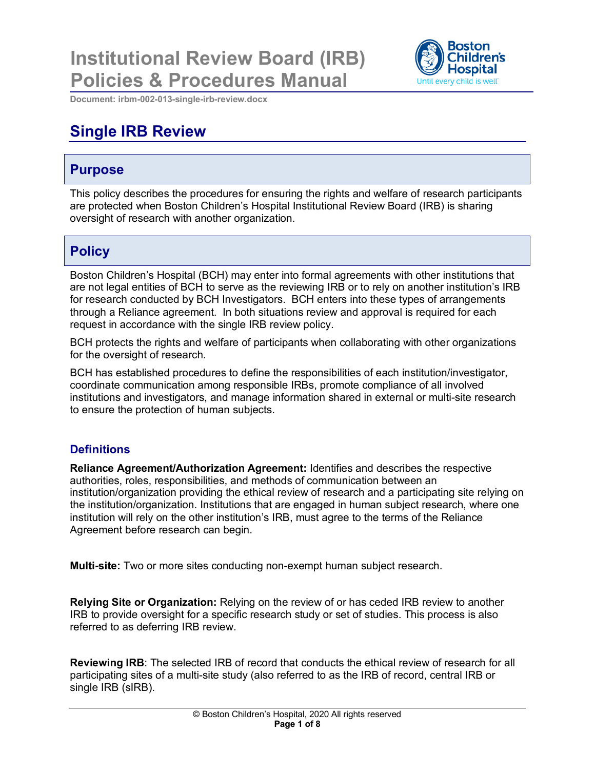# Institutional Review Board (IRB) Policies & Procedures Manual

Document: irbm-002-013-single-irb-review.docx

## Single IRB Review

## Purpose

This policy describes the procedures for ensuring the rights and welfare of research participants are protected when Boston Children's Hospital Institutional Review Board (IRB) is sharing oversight of research with another organization.

## Policy

Boston Children's Hospital (BCH) may enter into formal agreements with other institutions that are not legal entities of BCH to serve as the reviewing IRB or to rely on another institution's IRB for research conducted by BCH Investigators. BCH enters into these types of arrangements through a Reliance agreement. In both situations review and approval is required for each request in accordance with the single IRB review policy.

BCH protects the rights and welfare of participants when collaborating with other organizations for the oversight of research.

BCH has established procedures to define the responsibilities of each institution/investigator, coordinate communication among responsible IRBs, promote compliance of all involved institutions and investigators, and manage information shared in external or multi-site research to ensure the protection of human subjects.

### Definitions

**Reliance Agreement/Authorization Agreement:** Identifies and describes the respective authorities, roles, responsibilities, and methods of communication between an institution/organization providing the ethical review of research and a participating site relying on the institution/organization. Institutions that are engaged in human subject research, where one institution will rely on the other institution's IRB, must agree to the terms of the Reliance Agreement before research can begin.

**Multi-site:** Two or more sites conducting non-exempt human subject research.

**Relying Site or Organization:** Relying on the review of or has ceded IRB review to another IRB to provide oversight for a specific research study or set of studies. This process is also referred to as deferring IRB review.

**Reviewing IRB**: The selected IRB of record that conducts the ethical review of research for all participating sites of a multi-site study (also referred to as the IRB of record, central IRB or single IRB (sIRB).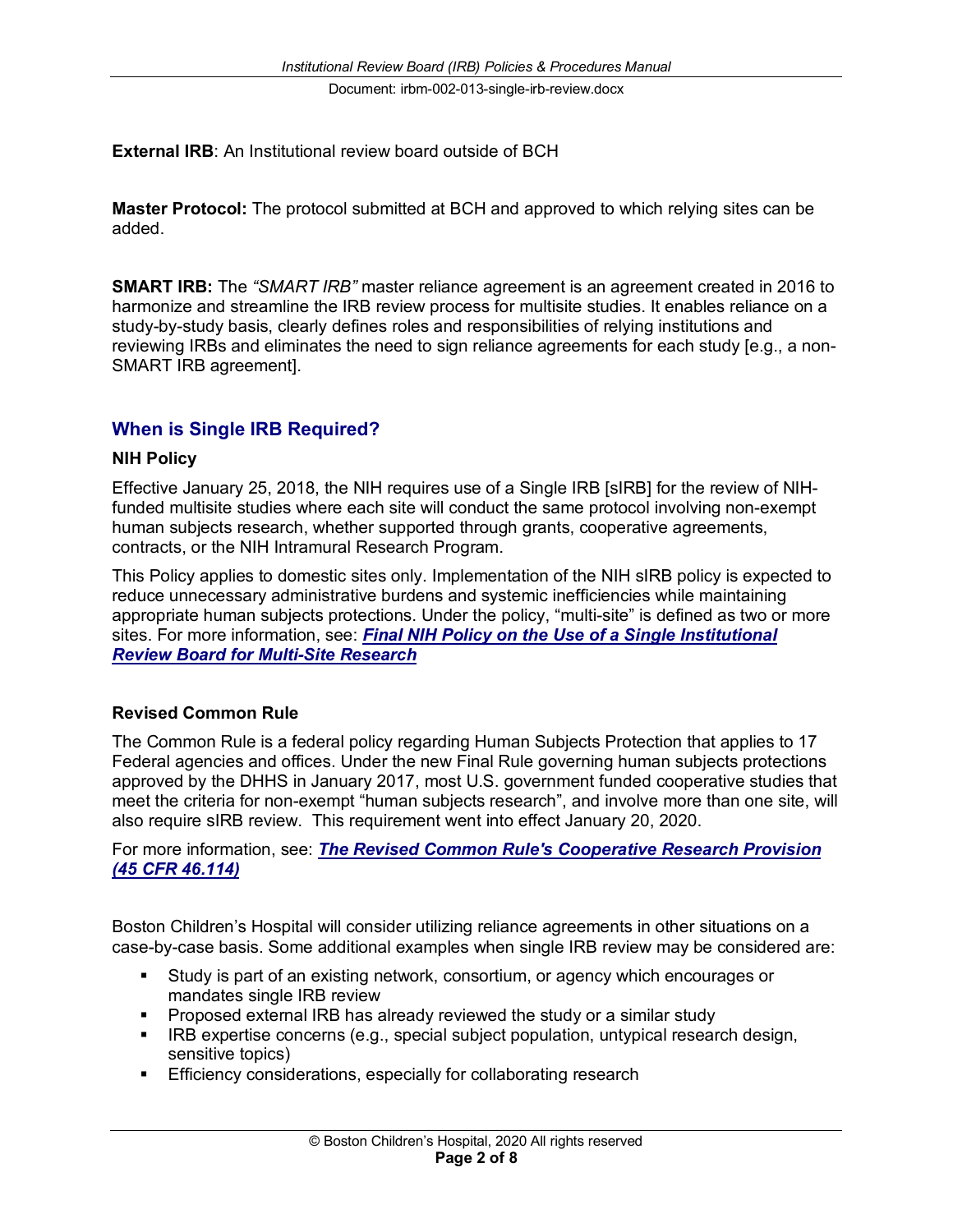**External IRB**: An Institutional review board outside of BCH

**Master Protocol:** The protocol submitted at BCH and approved to which relying sites can be added.

**SMART IRB:** The *"SMART IRB"* master reliance agreement is an agreement created in 2016 to harmonize and streamline the IRB review process for multisite studies. It enables reliance on a study-by-study basis, clearly defines roles and responsibilities of relying institutions and reviewing IRBs and eliminates the need to sign reliance agreements for each study [e.g., a non-SMART IRB agreement].

## When is Single IRB Required?

### NIH Policy

Effective January 25, 2018, the NIH requires use of a Single IRB [sIRB] for the review of NIH-funded multisite studies where each site will conduct the same protocol involving non-exempt human subjects research, whether supported through grants, cooperative agreements, contracts, or the NIH Intramural Research Program.

This Policy applies to domestic sites only. Implementation of the NIH sIRB policy is expected to reduce unnecessary administrative burdens and systemic inefficiencies while maintaining appropriate human subjects protections. Under the policy, "multi-site" is defined as two or more sites. For more information, see: ***Final NIH Policy on the Use of a Single Institutional Review Board for Multi-Site Research***

### Revised Common Rule

The Common Rule is a federal policy regarding Human Subjects Protection that applies to 17 Federal agencies and offices. Under the new Final Rule governing human subjects protections approved by the DHHS in January 2017, most U.S. government funded cooperative studies that meet the criteria for non-exempt "human subjects research", and involve more than one site, will also require sIRB review. This requirement went into effect January 20, 2020.

For more information, see: ***The Revised Common Rule's Cooperative Research Provision (45 CFR 46.114)***

Boston Children's Hospital will consider utilizing reliance agreements in other situations on a case-by-case basis. Some additional examples when single IRB review may be considered are:

- Study is part of an existing network, consortium, or agency which encourages or mandates single IRB review
- Proposed external IRB has already reviewed the study or a similar study
- IRB expertise concerns (e.g., special subject population, untypical research design, sensitive topics)
- Efficiency considerations, especially for collaborating research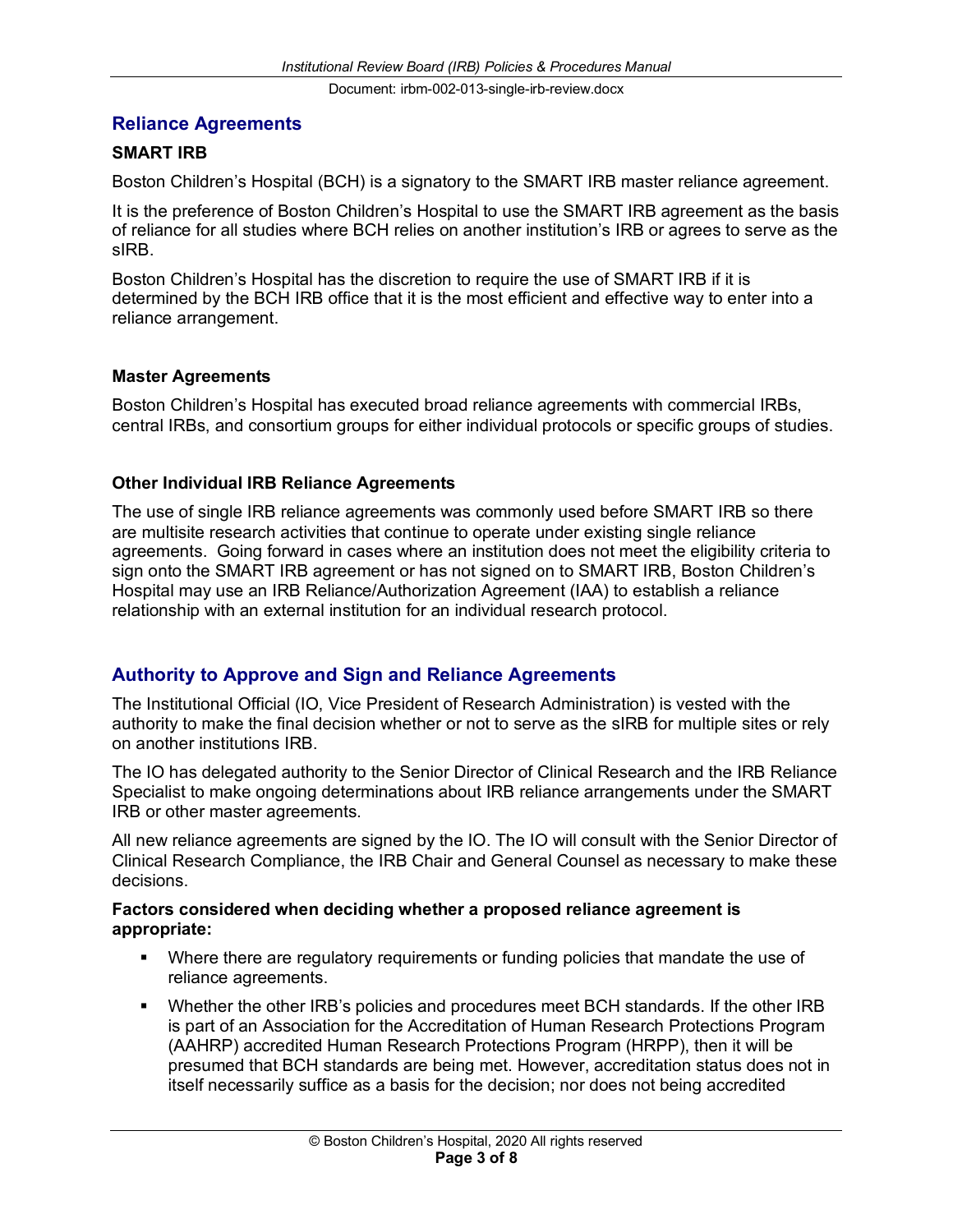## Reliance Agreements

### SMART IRB

Boston Children's Hospital (BCH) is a signatory to the SMART IRB master reliance agreement.

It is the preference of Boston Children's Hospital to use the SMART IRB agreement as the basis of reliance for all studies where BCH relies on another institution's IRB or agrees to serve as the sIRB.

Boston Children's Hospital has the discretion to require the use of SMART IRB if it is determined by the BCH IRB office that it is the most efficient and effective way to enter into a reliance arrangement.

### Master Agreements

Boston Children's Hospital has executed broad reliance agreements with commercial IRBs, central IRBs, and consortium groups for either individual protocols or specific groups of studies.

### Other Individual IRB Reliance Agreements

The use of single IRB reliance agreements was commonly used before SMART IRB so there are multisite research activities that continue to operate under existing single reliance agreements. Going forward in cases where an institution does not meet the eligibility criteria to sign onto the SMART IRB agreement or has not signed on to SMART IRB, Boston Children's Hospital may use an IRB Reliance/Authorization Agreement (IAA) to establish a reliance relationship with an external institution for an individual research protocol.

## Authority to Approve and Sign and Reliance Agreements

The Institutional Official (IO, Vice President of Research Administration) is vested with the authority to make the final decision whether or not to serve as the sIRB for multiple sites or rely on another institutions IRB.

The IO has delegated authority to the Senior Director of Clinical Research and the IRB Reliance Specialist to make ongoing determinations about IRB reliance arrangements under the SMART IRB or other master agreements.

All new reliance agreements are signed by the IO. The IO will consult with the Senior Director of Clinical Research Compliance, the IRB Chair and General Counsel as necessary to make these decisions.

**Factors considered when deciding whether a proposed reliance agreement is appropriate:**

- Where there are regulatory requirements or funding policies that mandate the use of reliance agreements.
- Whether the other IRB's policies and procedures meet BCH standards. If the other IRB is part of an Association for the Accreditation of Human Research Protections Program (AAHRP) accredited Human Research Protections Program (HRPP), then it will be presumed that BCH standards are being met. However, accreditation status does not in itself necessarily suffice as a basis for the decision; nor does not being accredited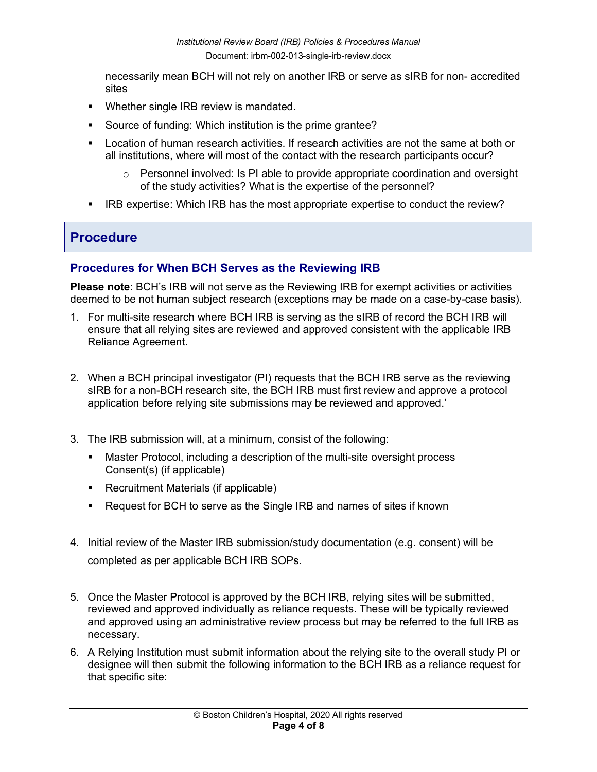necessarily mean BCH will not rely on another IRB or serve as sIRB for non- accredited sites

- Whether single IRB review is mandated.
- Source of funding: Which institution is the prime grantee?
- Location of human research activities. If research activities are not the same at both or all institutions, where will most of the contact with the research participants occur?
  - Personnel involved: Is PI able to provide appropriate coordination and oversight of the study activities? What is the expertise of the personnel?
- IRB expertise: Which IRB has the most appropriate expertise to conduct the review?

## Procedure

### Procedures for When BCH Serves as the Reviewing IRB

**Please note**: BCH's IRB will not serve as the Reviewing IRB for exempt activities or activities deemed to be not human subject research (exceptions may be made on a case-by-case basis).

1. For multi-site research where BCH IRB is serving as the sIRB of record the BCH IRB will ensure that all relying sites are reviewed and approved consistent with the applicable IRB Reliance Agreement.

2. When a BCH principal investigator (PI) requests that the BCH IRB serve as the reviewing sIRB for a non-BCH research site, the BCH IRB must first review and approve a protocol application before relying site submissions may be reviewed and approved.'

3. The IRB submission will, at a minimum, consist of the following:
   - Master Protocol, including a description of the multi-site oversight process Consent(s) (if applicable)
   - Recruitment Materials (if applicable)
   - Request for BCH to serve as the Single IRB and names of sites if known

4. Initial review of the Master IRB submission/study documentation (e.g. consent) will be completed as per applicable BCH IRB SOPs.

5. Once the Master Protocol is approved by the BCH IRB, relying sites will be submitted, reviewed and approved individually as reliance requests. These will be typically reviewed and approved using an administrative review process but may be referred to the full IRB as necessary.

6. A Relying Institution must submit information about the relying site to the overall study PI or designee will then submit the following information to the BCH IRB as a reliance request for that specific site: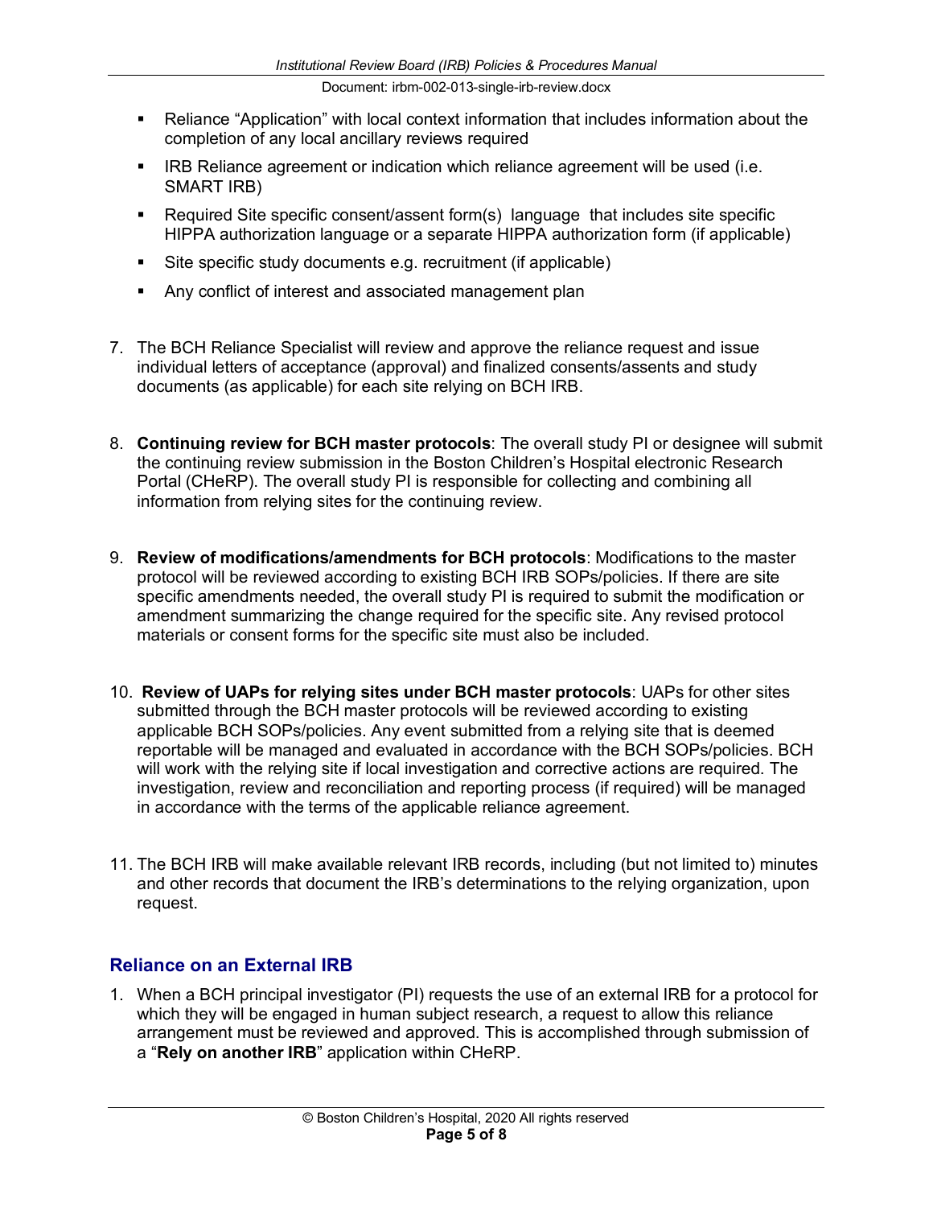- Reliance "Application" with local context information that includes information about the completion of any local ancillary reviews required
- IRB Reliance agreement or indication which reliance agreement will be used (i.e. SMART IRB)
- Required Site specific consent/assent form(s) language that includes site specific HIPPA authorization language or a separate HIPPA authorization form (if applicable)
- Site specific study documents e.g. recruitment (if applicable)
- Any conflict of interest and associated management plan

7. The BCH Reliance Specialist will review and approve the reliance request and issue individual letters of acceptance (approval) and finalized consents/assents and study documents (as applicable) for each site relying on BCH IRB.

8. **Continuing review for BCH master protocols**: The overall study PI or designee will submit the continuing review submission in the Boston Children's Hospital electronic Research Portal (CHeRP). The overall study PI is responsible for collecting and combining all information from relying sites for the continuing review.

9. **Review of modifications/amendments for BCH protocols**: Modifications to the master protocol will be reviewed according to existing BCH IRB SOPs/policies. If there are site specific amendments needed, the overall study PI is required to submit the modification or amendment summarizing the change required for the specific site. Any revised protocol materials or consent forms for the specific site must also be included.

10. **Review of UAPs for relying sites under BCH master protocols**: UAPs for other sites submitted through the BCH master protocols will be reviewed according to existing applicable BCH SOPs/policies. Any event submitted from a relying site that is deemed reportable will be managed and evaluated in accordance with the BCH SOPs/policies. BCH will work with the relying site if local investigation and corrective actions are required. The investigation, review and reconciliation and reporting process (if required) will be managed in accordance with the terms of the applicable reliance agreement.

11. The BCH IRB will make available relevant IRB records, including (but not limited to) minutes and other records that document the IRB's determinations to the relying organization, upon request.

## Reliance on an External IRB

1. When a BCH principal investigator (PI) requests the use of an external IRB for a protocol for which they will be engaged in human subject research, a request to allow this reliance arrangement must be reviewed and approved. This is accomplished through submission of a "**Rely on another IRB**" application within CHeRP.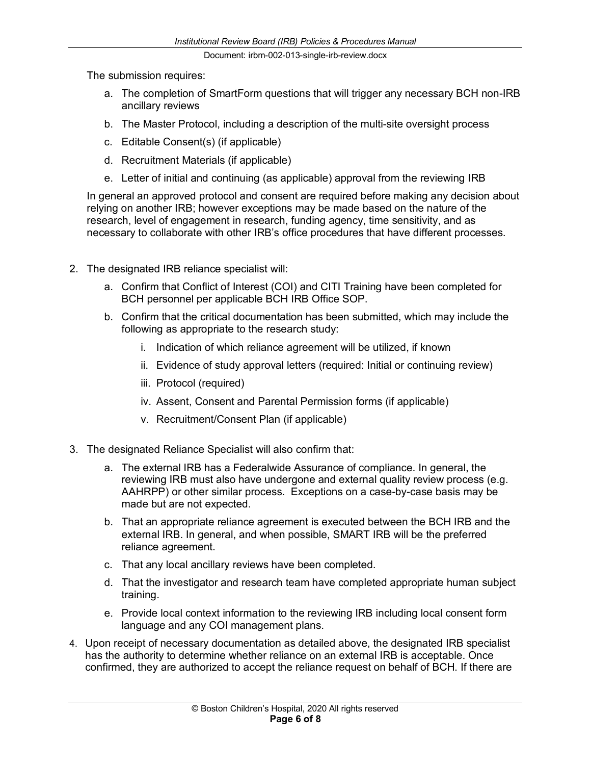The submission requires:

a. The completion of SmartForm questions that will trigger any necessary BCH non-IRB ancillary reviews
b. The Master Protocol, including a description of the multi-site oversight process
c. Editable Consent(s) (if applicable)
d. Recruitment Materials (if applicable)
e. Letter of initial and continuing (as applicable) approval from the reviewing IRB

In general an approved protocol and consent are required before making any decision about relying on another IRB; however exceptions may be made based on the nature of the research, level of engagement in research, funding agency, time sensitivity, and as necessary to collaborate with other IRB's office procedures that have different processes.

2. The designated IRB reliance specialist will:
   a. Confirm that Conflict of Interest (COI) and CITI Training have been completed for BCH personnel per applicable BCH IRB Office SOP.
   b. Confirm that the critical documentation has been submitted, which may include the following as appropriate to the research study:
      i. Indication of which reliance agreement will be utilized, if known
      ii. Evidence of study approval letters (required: Initial or continuing review)
      iii. Protocol (required)
      iv. Assent, Consent and Parental Permission forms (if applicable)
      v. Recruitment/Consent Plan (if applicable)

3. The designated Reliance Specialist will also confirm that:
   a. The external IRB has a Federalwide Assurance of compliance. In general, the reviewing IRB must also have undergone and external quality review process (e.g. AAHRPP) or other similar process. Exceptions on a case-by-case basis may be made but are not expected.
   b. That an appropriate reliance agreement is executed between the BCH IRB and the external IRB. In general, and when possible, SMART IRB will be the preferred reliance agreement.
   c. That any local ancillary reviews have been completed.
   d. That the investigator and research team have completed appropriate human subject training.
   e. Provide local context information to the reviewing IRB including local consent form language and any COI management plans.

4. Upon receipt of necessary documentation as detailed above, the designated IRB specialist has the authority to determine whether reliance on an external IRB is acceptable. Once confirmed, they are authorized to accept the reliance request on behalf of BCH. If there are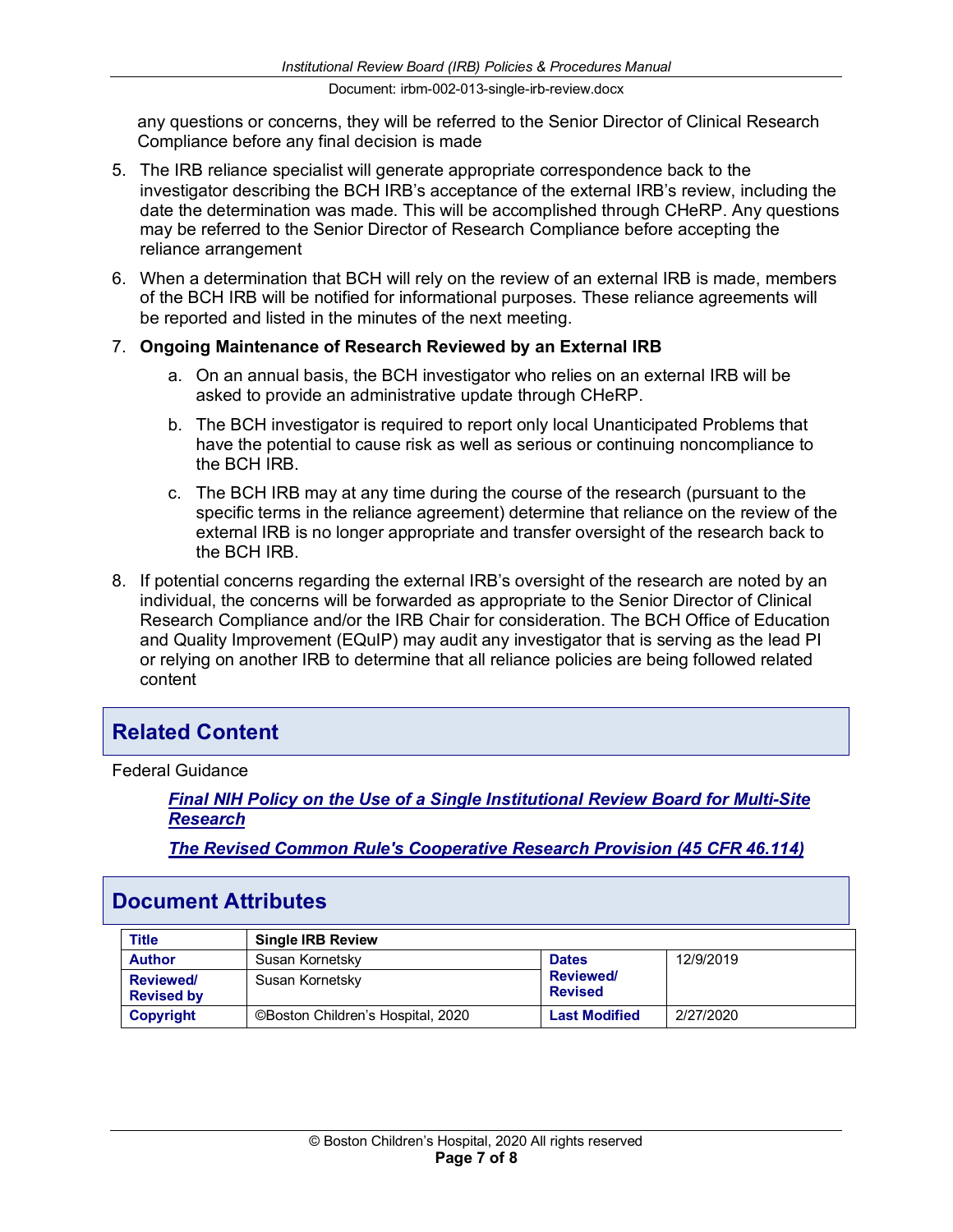any questions or concerns, they will be referred to the Senior Director of Clinical Research Compliance before any final decision is made

5. The IRB reliance specialist will generate appropriate correspondence back to the investigator describing the BCH IRB's acceptance of the external IRB's review, including the date the determination was made. This will be accomplished through CHeRP. Any questions may be referred to the Senior Director of Research Compliance before accepting the reliance arrangement

6. When a determination that BCH will rely on the review of an external IRB is made, members of the BCH IRB will be notified for informational purposes. These reliance agreements will be reported and listed in the minutes of the next meeting.

7. **Ongoing Maintenance of Research Reviewed by an External IRB**

   a. On an annual basis, the BCH investigator who relies on an external IRB will be asked to provide an administrative update through CHeRP.

   b. The BCH investigator is required to report only local Unanticipated Problems that have the potential to cause risk as well as serious or continuing noncompliance to the BCH IRB.

   c. The BCH IRB may at any time during the course of the research (pursuant to the specific terms in the reliance agreement) determine that reliance on the review of the external IRB is no longer appropriate and transfer oversight of the research back to the BCH IRB.

8. If potential concerns regarding the external IRB's oversight of the research are noted by an individual, the concerns will be forwarded as appropriate to the Senior Director of Clinical Research Compliance and/or the IRB Chair for consideration. The BCH Office of Education and Quality Improvement (EQuIP) may audit any investigator that is serving as the lead PI or relying on another IRB to determine that all reliance policies are being followed related content

## Related Content

Federal Guidance

***Final NIH Policy on the Use of a Single Institutional Review Board for Multi-Site Research***

***The Revised Common Rule's Cooperative Research Provision (45 CFR 46.114)***

## Document Attributes

| **Title** | **Single IRB Review** | | |
|---|---|---|---|
| **Author** | Susan Kornetsky | **Dates Reviewed/ Revised** | 12/9/2019 |
| **Reviewed/ Revised by** | Susan Kornetsky | | |
| **Copyright** | ©Boston Children's Hospital, 2020 | **Last Modified** | 2/27/2020 |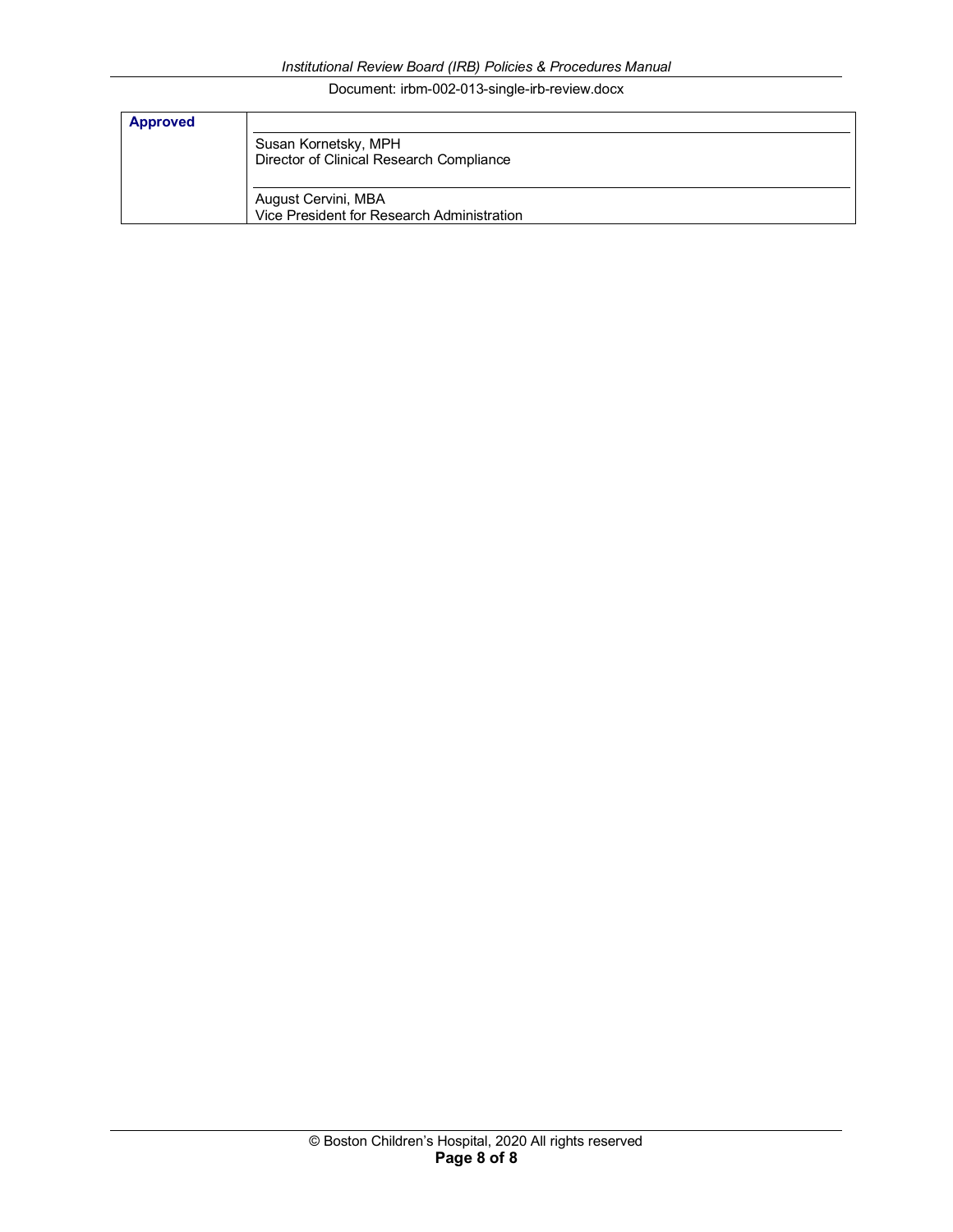| | |
|---|---|
| **Approved** | Susan Kornetsky, MPH<br>Director of Clinical Research Compliance<br><br>August Cervini, MBA<br>Vice President for Research Administration |